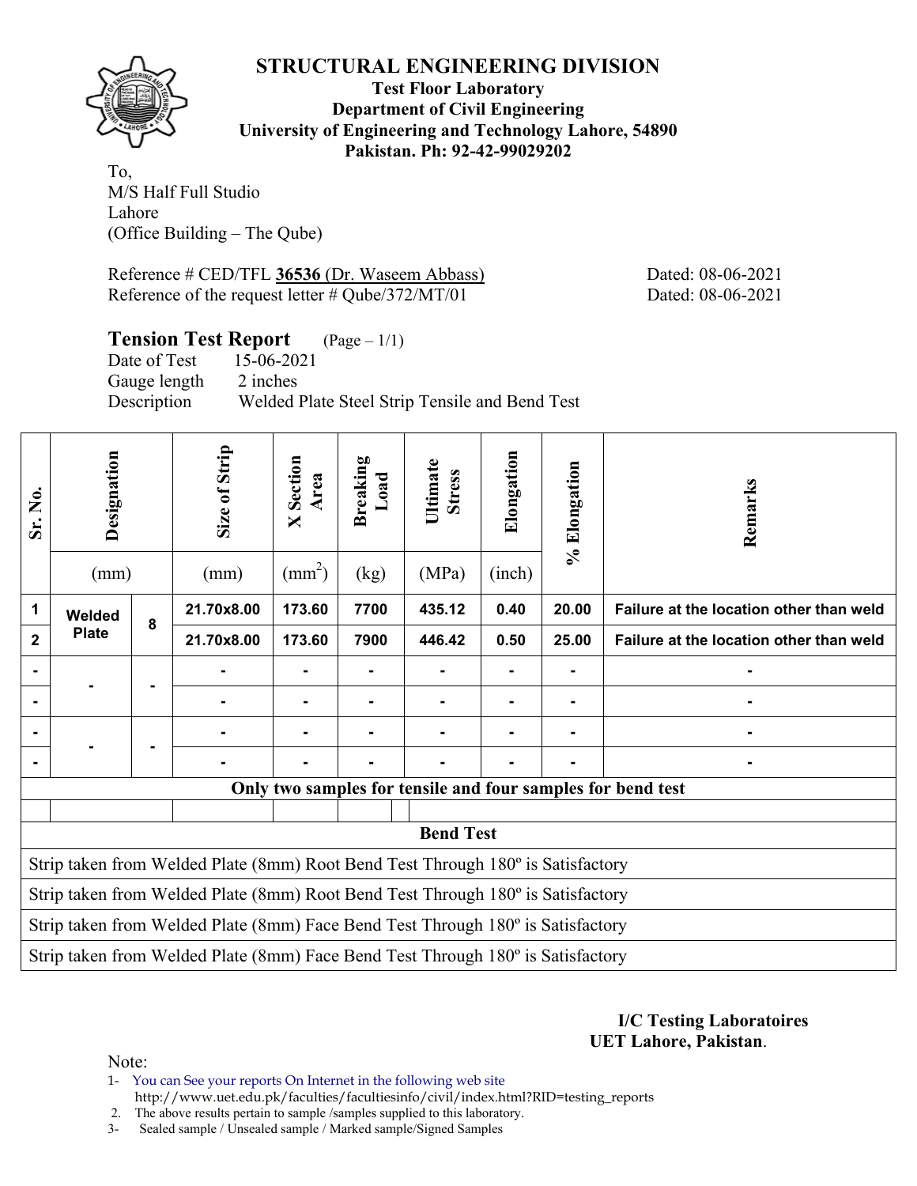# STRUCTURAL ENGINEERING DIVISION

**Test Floor Laboratory**
**Department of Civil Engineering**
**University of Engineering and Technology Lahore, 54890**
**Pakistan. Ph: 92-42-99029202**

To,
M/S Half Full Studio
Lahore
(Office Building – The Qube)

Reference # CED/TFL **36536** (Dr. Waseem Abbass) Dated: 08-06-2021
Reference of the request letter # Qube/372/MT/01 Dated: 08-06-2021

## Tension Test Report (Page – 1/1)

Date of Test 15-06-2021
Gauge length 2 inches
Description Welded Plate Steel Strip Tensile and Bend Test

| Sr. No. | Designation (mm) | | Size of Strip (mm) | X Section Area (mm²) | Breaking Load (kg) | Ultimate Stress (MPa) | Elongation (inch) | % Elongation | Remarks |
|---|---|---|---|---|---|---|---|---|---|
| 1 | Welded Plate | 8 | 21.70x8.00 | 173.60 | 7700 | 435.12 | 0.40 | 20.00 | Failure at the location other than weld |
| 2 | | | 21.70x8.00 | 173.60 | 7900 | 446.42 | 0.50 | 25.00 | Failure at the location other than weld |
| - | - | - | - | - | - | - | - | - | - |
| - | | | - | - | - | - | - | - | - |
| - | - | - | - | - | - | - | - | - | - |
| - | | | - | - | - | - | - | - | - |

**Only two samples for tensile and four samples for bend test**

**Bend Test**

Strip taken from Welded Plate (8mm) Root Bend Test Through 180º is Satisfactory

Strip taken from Welded Plate (8mm) Root Bend Test Through 180º is Satisfactory

Strip taken from Welded Plate (8mm) Face Bend Test Through 180º is Satisfactory

Strip taken from Welded Plate (8mm) Face Bend Test Through 180º is Satisfactory

**I/C Testing Laboratoires**
**UET Lahore, Pakistan**.

Note:
1- You can See your reports On Internet in the following web site
http://www.uet.edu.pk/faculties/facultiesinfo/civil/index.html?RID=testing_reports
2. The above results pertain to sample /samples supplied to this laboratory.
3- Sealed sample / Unsealed sample / Marked sample/Signed Samples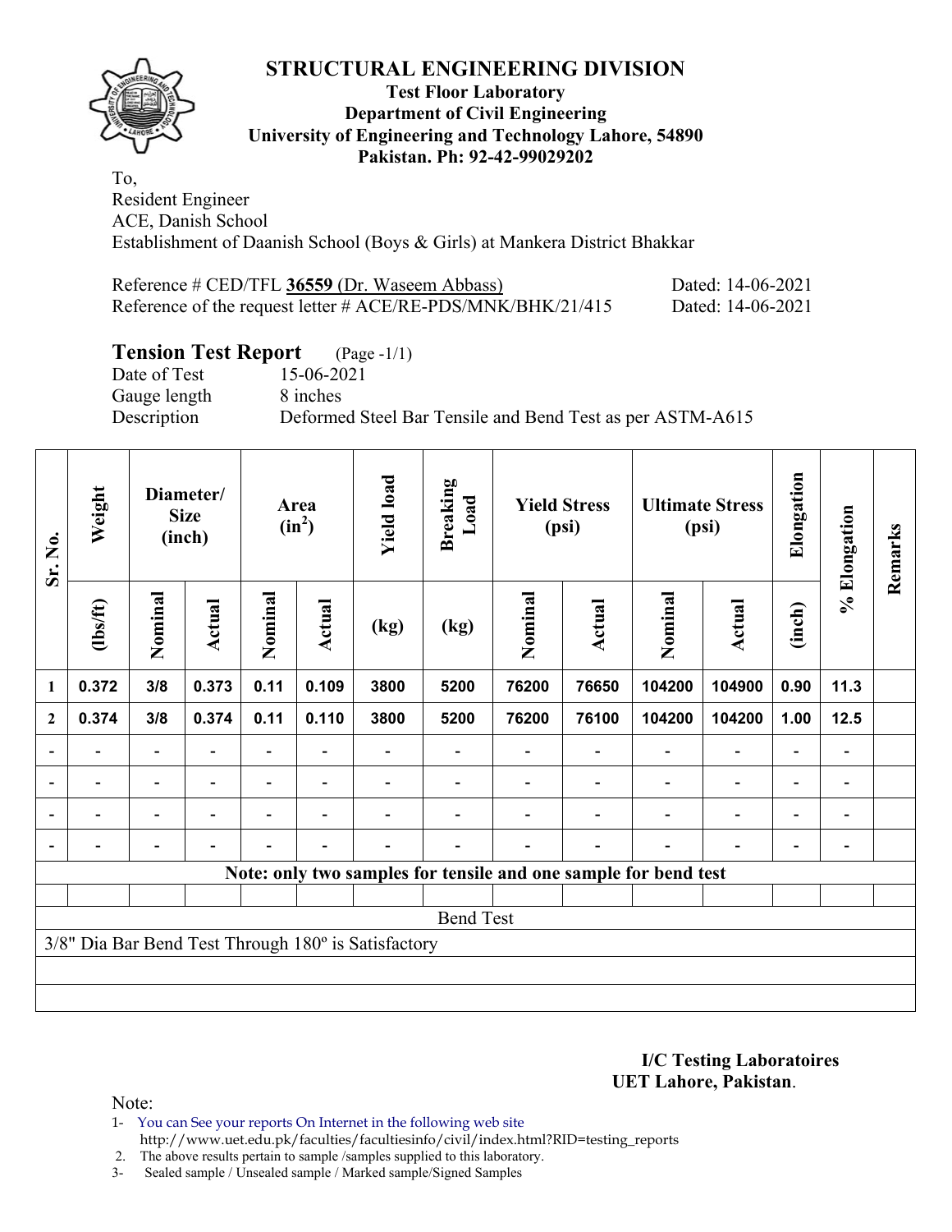# STRUCTURAL ENGINEERING DIVISION

**Test Floor Laboratory**
**Department of Civil Engineering**
**University of Engineering and Technology Lahore, 54890**
**Pakistan. Ph: 92-42-99029202**

To,
Resident Engineer
ACE, Danish School
Establishment of Daanish School (Boys & Girls) at Mankera District Bhakkar

Reference # CED/TFL **36559** (Dr. Waseem Abbass) Dated: 14-06-2021
Reference of the request letter # ACE/RE-PDS/MNK/BHK/21/415 Dated: 14-06-2021

## Tension Test Report (Page -1/1)

Date of Test 15-06-2021
Gauge length 8 inches
Description Deformed Steel Bar Tensile and Bend Test as per ASTM-A615

| Sr. No. | Weight | Diameter/ Size (inch) | | Area ($in^2$) | | Yield load | Breaking Load | Yield Stress (psi) | | Ultimate Stress (psi) | | Elongation | % Elongation | Remarks |
|---|---|---|---|---|---|---|---|---|---|---|---|---|---|---|
| | (lbs/ft) | Nominal | Actual | Nominal | Actual | (kg) | (kg) | Nominal | Actual | Nominal | Actual | (inch) | | |
| 1 | 0.372 | 3/8 | 0.373 | 0.11 | 0.109 | 3800 | 5200 | 76200 | 76650 | 104200 | 104900 | 0.90 | 11.3 | |
| 2 | 0.374 | 3/8 | 0.374 | 0.11 | 0.110 | 3800 | 5200 | 76200 | 76100 | 104200 | 104200 | 1.00 | 12.5 | |
| - | - | - | - | - | - | - | - | - | - | - | - | - | - | |
| - | - | - | - | - | - | - | - | - | - | - | - | - | - | |
| - | - | - | - | - | - | - | - | - | - | - | - | - | - | |
| - | - | - | - | - | - | - | - | - | - | - | - | - | - | |

**Note: only two samples for tensile and one sample for bend test**

Bend Test

3/8" Dia Bar Bend Test Through 180º is Satisfactory

**I/C Testing Laboratoires**
**UET Lahore, Pakistan**.

Note:
1- You can See your reports On Internet in the following web site
http://www.uet.edu.pk/faculties/facultiesinfo/civil/index.html?RID=testing_reports
2. The above results pertain to sample /samples supplied to this laboratory.
3- Sealed sample / Unsealed sample / Marked sample/Signed Samples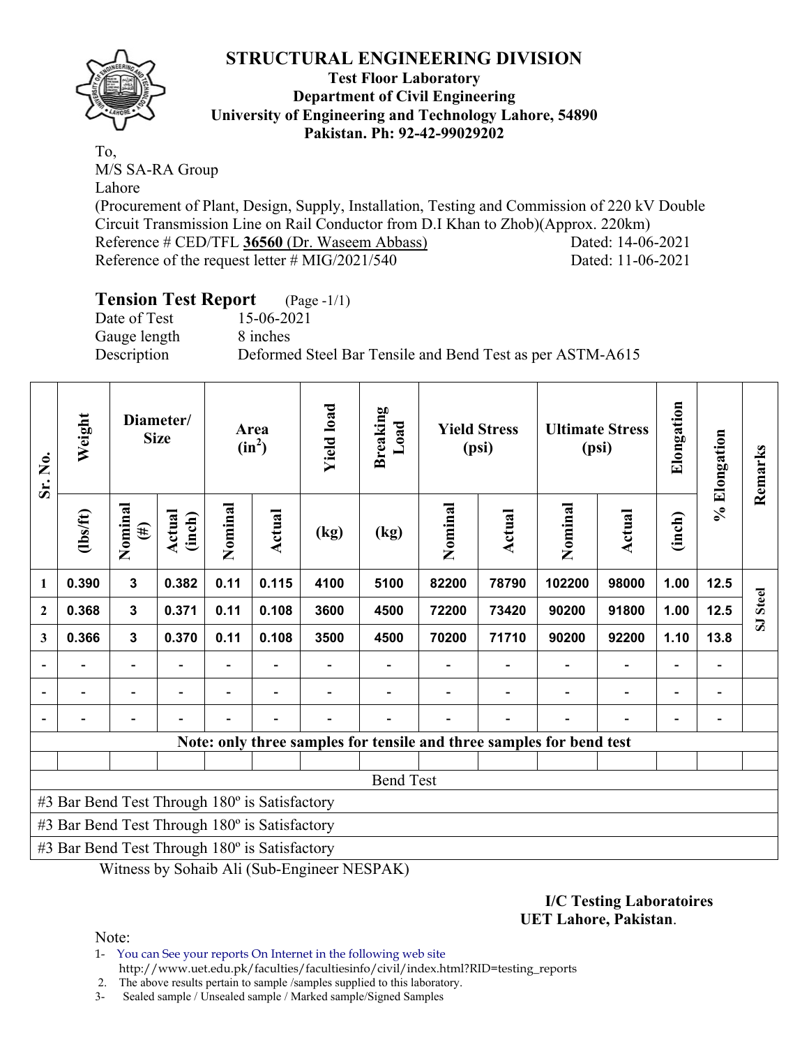# STRUCTURAL ENGINEERING DIVISION

**Test Floor Laboratory**
**Department of Civil Engineering**
**University of Engineering and Technology Lahore, 54890**
**Pakistan. Ph: 92-42-99029202**

To,
M/S SA-RA Group
Lahore
(Procurement of Plant, Design, Supply, Installation, Testing and Commission of 220 kV Double Circuit Transmission Line on Rail Conductor from D.I Khan to Zhob)(Approx. 220km)
Reference # CED/TFL **36560** (Dr. Waseem Abbass) Dated: 14-06-2021
Reference of the request letter # MIG/2021/540 Dated: 11-06-2021

## Tension Test Report (Page -1/1)

Date of Test 15-06-2021
Gauge length 8 inches
Description Deformed Steel Bar Tensile and Bend Test as per ASTM-A615

| Sr. No. | Weight | Diameter/ Size | | Area ($in^2$) | | Yield load | Breaking Load | Yield Stress (psi) | | Ultimate Stress (psi) | | Elongation | % Elongation | Remarks |
|---|---|---|---|---|---|---|---|---|---|---|---|---|---|---|
| | (lbs/ft) | Nominal (#) | Actual (inch) | Nominal | Actual | (kg) | (kg) | Nominal | Actual | Nominal | Actual | (inch) | | |
| 1 | 0.390 | 3 | 0.382 | 0.11 | 0.115 | 4100 | 5100 | 82200 | 78790 | 102200 | 98000 | 1.00 | 12.5 | SJ Steel |
| 2 | 0.368 | 3 | 0.371 | 0.11 | 0.108 | 3600 | 4500 | 72200 | 73420 | 90200 | 91800 | 1.00 | 12.5 | |
| 3 | 0.366 | 3 | 0.370 | 0.11 | 0.108 | 3500 | 4500 | 70200 | 71710 | 90200 | 92200 | 1.10 | 13.8 | |
| - | - | - | - | - | - | - | - | - | - | - | - | - | - | |
| - | - | - | - | - | - | - | - | - | - | - | - | - | - | |
| - | - | - | - | - | - | - | - | - | - | - | - | - | - | |

**Note: only three samples for tensile and three samples for bend test**

Bend Test

#3 Bar Bend Test Through 180º is Satisfactory
#3 Bar Bend Test Through 180º is Satisfactory
#3 Bar Bend Test Through 180º is Satisfactory

Witness by Sohaib Ali (Sub-Engineer NESPAK)

**I/C Testing Laboratoires**
**UET Lahore, Pakistan**.

Note:
1- You can See your reports On Internet in the following web site http://www.uet.edu.pk/faculties/facultiesinfo/civil/index.html?RID=testing_reports
2. The above results pertain to sample /samples supplied to this laboratory.
3- Sealed sample / Unsealed sample / Marked sample/Signed Samples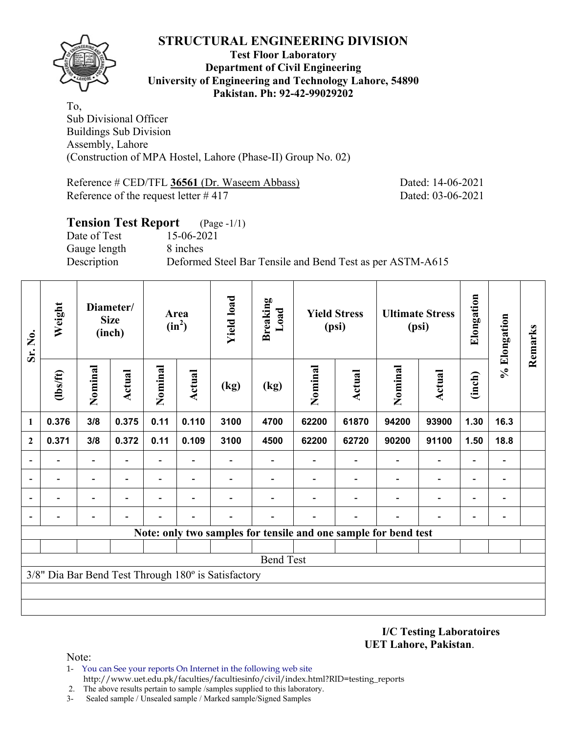# STRUCTURAL ENGINEERING DIVISION

**Test Floor Laboratory**
**Department of Civil Engineering**
**University of Engineering and Technology Lahore, 54890**
**Pakistan. Ph: 92-42-99029202**

To,
Sub Divisional Officer
Buildings Sub Division
Assembly, Lahore
(Construction of MPA Hostel, Lahore (Phase-II) Group No. 02)

Reference # CED/TFL **36561** (Dr. Waseem Abbass) Dated: 14-06-2021
Reference of the request letter # 417 Dated: 03-06-2021

## Tension Test Report (Page -1/1)

Date of Test 15-06-2021
Gauge length 8 inches
Description Deformed Steel Bar Tensile and Bend Test as per ASTM-A615

| Sr. No. | Weight | Diameter/ Size (inch) | | Area ($in^2$) | | Yield load | Breaking Load | Yield Stress (psi) | | Ultimate Stress (psi) | | Elongation | % Elongation | Remarks |
|---|---|---|---|---|---|---|---|---|---|---|---|---|---|---|
| | (lbs/ft) | Nominal | Actual | Nominal | Actual | (kg) | (kg) | Nominal | Actual | Nominal | Actual | (inch) | | |
| **1** | **0.376** | **3/8** | **0.375** | **0.11** | **0.110** | **3100** | **4700** | **62200** | **61870** | **94200** | **93900** | **1.30** | **16.3** | |
| **2** | **0.371** | **3/8** | **0.372** | **0.11** | **0.109** | **3100** | **4500** | **62200** | **62720** | **90200** | **91100** | **1.50** | **18.8** | |
| - | - | - | - | - | - | - | - | - | - | - | - | - | - | |
| - | - | - | - | - | - | - | - | - | - | - | - | - | - | |
| - | - | - | - | - | - | - | - | - | - | - | - | - | - | |
| - | - | - | - | - | - | - | - | - | - | - | - | - | - | |
| **Note: only two samples for tensile and one sample for bend test** | | | | | | | | | | | | | | |
| | | | | | | | | | | | | | | |
| Bend Test | | | | | | | | | | | | | | |
| 3/8" Dia Bar Bend Test Through 180º is Satisfactory | | | | | | | | | | | | | | |

**I/C Testing Laboratoires**
**UET Lahore, Pakistan**.

Note:
1- You can See your reports On Internet in the following web site
http://www.uet.edu.pk/faculties/facultiesinfo/civil/index.html?RID=testing_reports
2. The above results pertain to sample /samples supplied to this laboratory.
3- Sealed sample / Unsealed sample / Marked sample/Signed Samples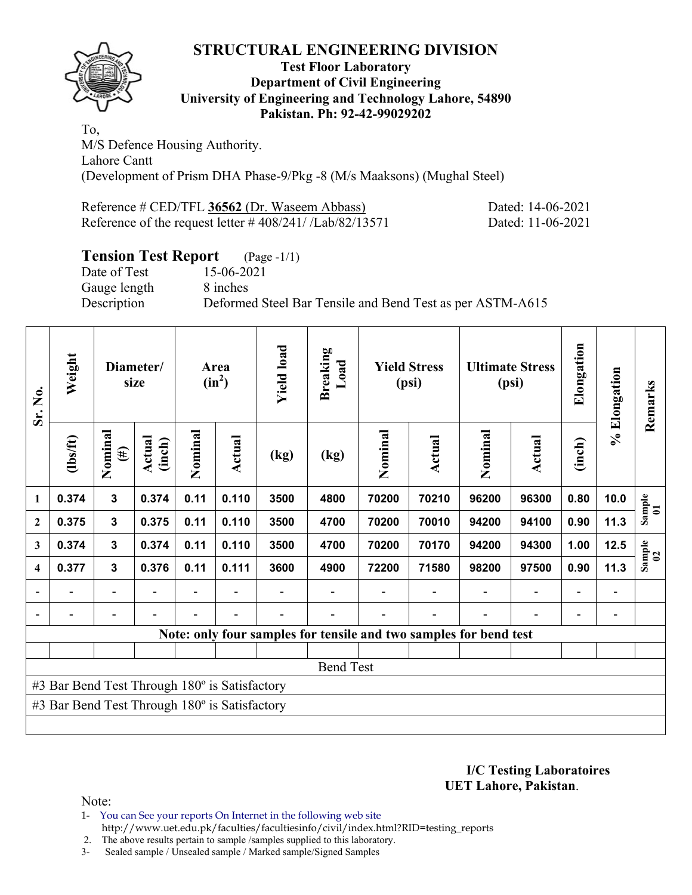# STRUCTURAL ENGINEERING DIVISION

**Test Floor Laboratory**
**Department of Civil Engineering**
**University of Engineering and Technology Lahore, 54890**
**Pakistan. Ph: 92-42-99029202**

To,
M/S Defence Housing Authority.
Lahore Cantt
(Development of Prism DHA Phase-9/Pkg -8 (M/s Maaksons) (Mughal Steel)

Reference # CED/TFL **36562** (Dr. Waseem Abbass) Dated: 14-06-2021
Reference of the request letter # 408/241/ /Lab/82/13571 Dated: 11-06-2021

**Tension Test Report** (Page -1/1)
Date of Test 15-06-2021
Gauge length 8 inches
Description Deformed Steel Bar Tensile and Bend Test as per ASTM-A615

| Sr. No. | Weight | Diameter/ size | | Area ($in^2$) | | Yield load | Breaking Load | Yield Stress (psi) | | Ultimate Stress (psi) | | Elongation | % Elongation | Remarks |
|---|---|---|---|---|---|---|---|---|---|---|---|---|---|---|
| | (lbs/ft) | Nominal (#) | Actual (inch) | Nominal | Actual | (kg) | (kg) | Nominal | Actual | Nominal | Actual | (inch) | | |
| 1 | 0.374 | 3 | 0.374 | 0.11 | 0.110 | 3500 | 4800 | 70200 | 70210 | 96200 | 96300 | 0.80 | 10.0 | Sample 01 |
| 2 | 0.375 | 3 | 0.375 | 0.11 | 0.110 | 3500 | 4700 | 70200 | 70010 | 94200 | 94100 | 0.90 | 11.3 | |
| 3 | 0.374 | 3 | 0.374 | 0.11 | 0.110 | 3500 | 4700 | 70200 | 70170 | 94200 | 94300 | 1.00 | 12.5 | Sample 02 |
| 4 | 0.377 | 3 | 0.376 | 0.11 | 0.111 | 3600 | 4900 | 72200 | 71580 | 98200 | 97500 | 0.90 | 11.3 | |
| - | - | - | - | - | - | - | - | - | - | - | - | - | - | |
| - | - | - | - | - | - | - | - | - | - | - | - | - | - | |
| Note: only four samples for tensile and two samples for bend test | | | | | | | | | | | | | | |
| Bend Test | | | | | | | | | | | | | | |
| #3 Bar Bend Test Through 180º is Satisfactory | | | | | | | | | | | | | | |
| #3 Bar Bend Test Through 180º is Satisfactory | | | | | | | | | | | | | | |

**I/C Testing Laboratoires**
**UET Lahore, Pakistan**.

Note:
1- You can See your reports On Internet in the following web site
 http://www.uet.edu.pk/faculties/facultiesinfo/civil/index.html?RID=testing_reports
2. The above results pertain to sample /samples supplied to this laboratory.
3- Sealed sample / Unsealed sample / Marked sample/Signed Samples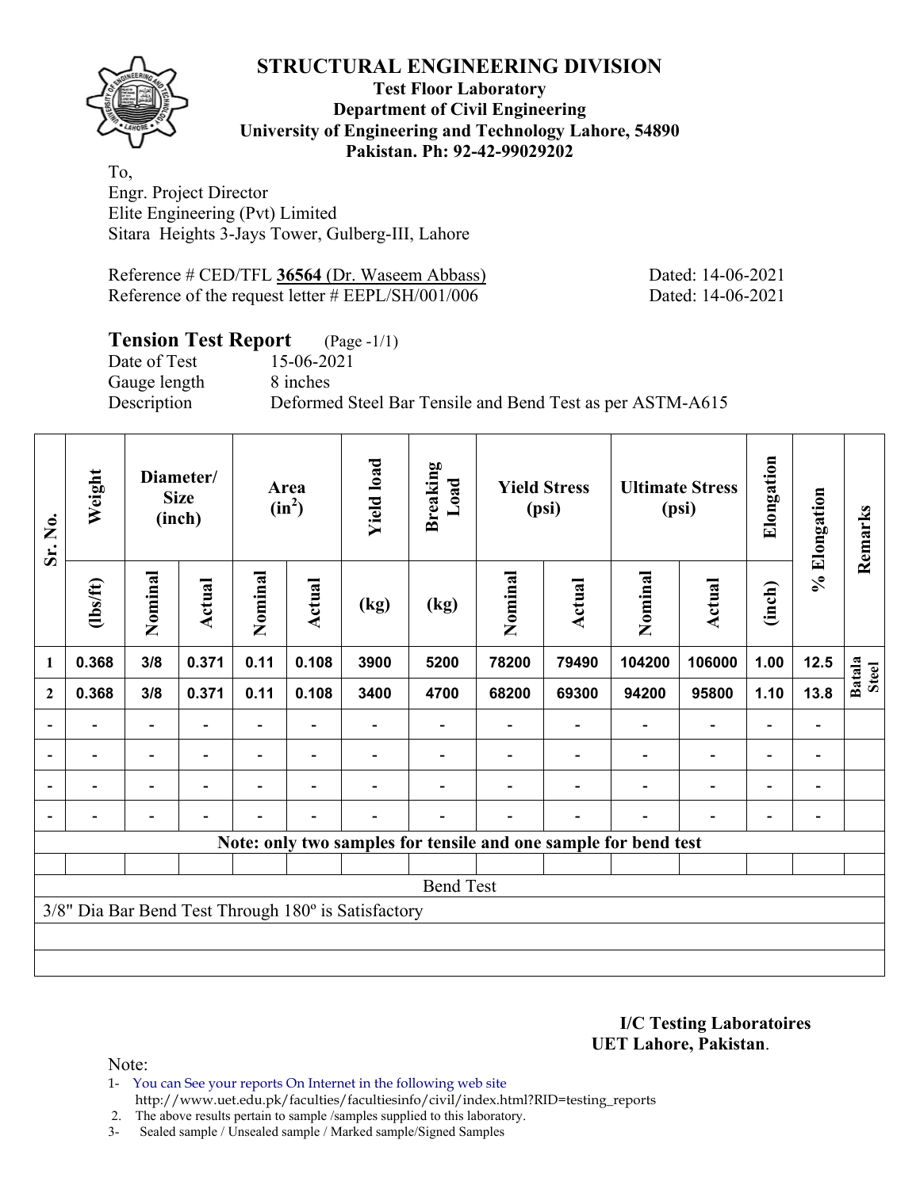# STRUCTURAL ENGINEERING DIVISION

**Test Floor Laboratory**
**Department of Civil Engineering**
**University of Engineering and Technology Lahore, 54890**
**Pakistan. Ph: 92-42-99029202**

To,
Engr. Project Director
Elite Engineering (Pvt) Limited
Sitara Heights 3-Jays Tower, Gulberg-III, Lahore

Reference # CED/TFL **36564** (Dr. Waseem Abbass) Dated: 14-06-2021
Reference of the request letter # EEPL/SH/001/006 Dated: 14-06-2021

## Tension Test Report (Page -1/1)

Date of Test 15-06-2021
Gauge length 8 inches
Description Deformed Steel Bar Tensile and Bend Test as per ASTM-A615

| Sr. No. | Weight | Diameter/ Size (inch) | | Area ($in^2$) | | Yield load | Breaking Load | Yield Stress (psi) | | Ultimate Stress (psi) | | Elongation | % Elongation | Remarks |
|---|---|---|---|---|---|---|---|---|---|---|---|---|---|---|
| | (lbs/ft) | Nominal | Actual | Nominal | Actual | (kg) | (kg) | Nominal | Actual | Nominal | Actual | (inch) | | |
| 1 | 0.368 | 3/8 | 0.371 | 0.11 | 0.108 | 3900 | 5200 | 78200 | 79490 | 104200 | 106000 | 1.00 | 12.5 | Batala Steel |
| 2 | 0.368 | 3/8 | 0.371 | 0.11 | 0.108 | 3400 | 4700 | 68200 | 69300 | 94200 | 95800 | 1.10 | 13.8 | |
| - | - | - | - | - | - | - | - | - | - | - | - | - | - | |
| - | - | - | - | - | - | - | - | - | - | - | - | - | - | |
| - | - | - | - | - | - | - | - | - | - | - | - | - | - | |
| - | - | - | - | - | - | - | - | - | - | - | - | - | - | |
| Note: only two samples for tensile and one sample for bend test | | | | | | | | | | | | | | |
| Bend Test | | | | | | | | | | | | | | |
| 3/8" Dia Bar Bend Test Through 180º is Satisfactory | | | | | | | | | | | | | | |

**I/C Testing Laboratoires**
**UET Lahore, Pakistan**.

Note:
1- You can See your reports On Internet in the following web site
http://www.uet.edu.pk/faculties/facultiesinfo/civil/index.html?RID=testing_reports
2. The above results pertain to sample /samples supplied to this laboratory.
3- Sealed sample / Unsealed sample / Marked sample/Signed Samples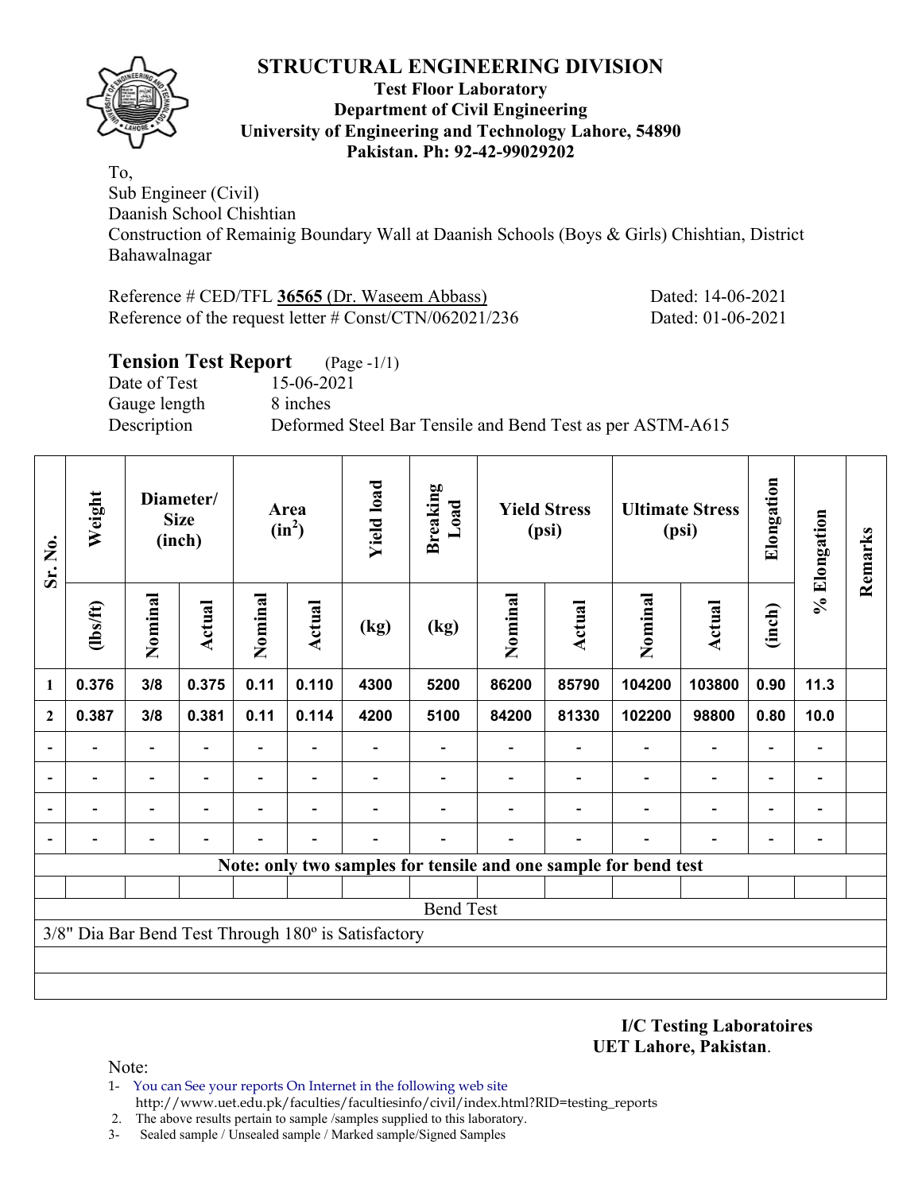# STRUCTURAL ENGINEERING DIVISION

**Test Floor Laboratory**
**Department of Civil Engineering**
**University of Engineering and Technology Lahore, 54890**
**Pakistan. Ph: 92-42-99029202**

To,
Sub Engineer (Civil)
Daanish School Chishtian
Construction of Remainig Boundary Wall at Daanish Schools (Boys & Girls) Chishtian, District Bahawalnagar

Reference # CED/TFL **36565** (Dr. Waseem Abbass) Dated: 14-06-2021
Reference of the request letter # Const/CTN/062021/236 Dated: 01-06-2021

## Tension Test Report (Page -1/1)

Date of Test 15-06-2021
Gauge length 8 inches
Description Deformed Steel Bar Tensile and Bend Test as per ASTM-A615

| Sr. No. | Weight | Diameter/ Size (inch) | | Area ($in^2$) | | Yield load | Breaking Load | Yield Stress (psi) | | Ultimate Stress (psi) | | Elongation | % Elongation | Remarks |
|---|---|---|---|---|---|---|---|---|---|---|---|---|---|---|
| | (lbs/ft) | Nominal | Actual | Nominal | Actual | (kg) | (kg) | Nominal | Actual | Nominal | Actual | (inch) | | |
| 1 | 0.376 | 3/8 | 0.375 | 0.11 | 0.110 | 4300 | 5200 | 86200 | 85790 | 104200 | 103800 | 0.90 | 11.3 | |
| 2 | 0.387 | 3/8 | 0.381 | 0.11 | 0.114 | 4200 | 5100 | 84200 | 81330 | 102200 | 98800 | 0.80 | 10.0 | |
| - | - | - | - | - | - | - | - | - | - | - | - | - | - | |
| - | - | - | - | - | - | - | - | - | - | - | - | - | - | |
| - | - | - | - | - | - | - | - | - | - | - | - | - | - | |
| - | - | - | - | - | - | - | - | - | - | - | - | - | - | |
| **Note: only two samples for tensile and one sample for bend test** | | | | | | | | | | | | | | |
| Bend Test | | | | | | | | | | | | | | |
| 3/8" Dia Bar Bend Test Through 180º is Satisfactory | | | | | | | | | | | | | | |

**I/C Testing Laboratoires**
**UET Lahore, Pakistan**.

Note:
1- You can See your reports On Internet in the following web site
http://www.uet.edu.pk/faculties/facultiesinfo/civil/index.html?RID=testing_reports
2. The above results pertain to sample /samples supplied to this laboratory.
3- Sealed sample / Unsealed sample / Marked sample/Signed Samples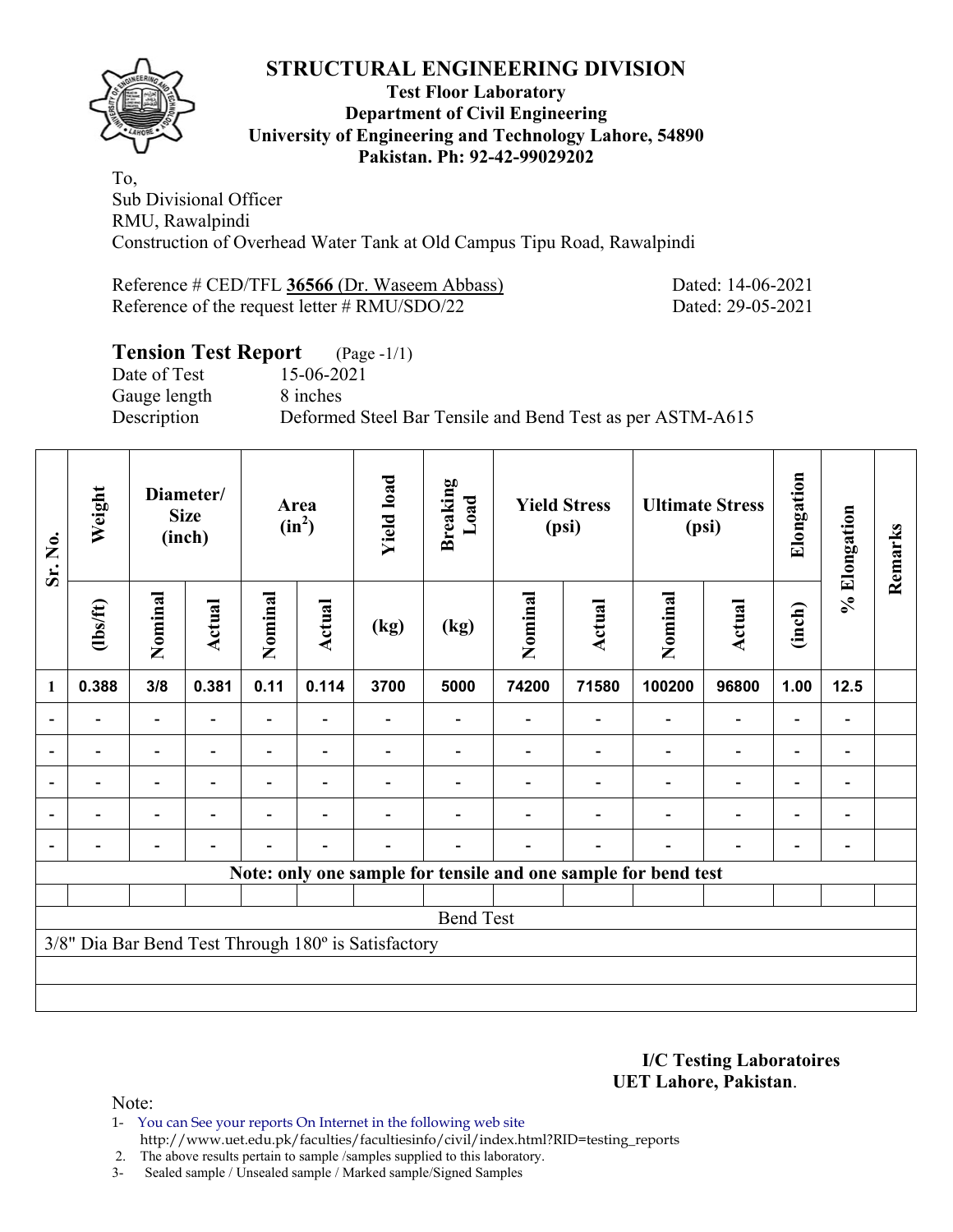# STRUCTURAL ENGINEERING DIVISION

**Test Floor Laboratory**
**Department of Civil Engineering**
**University of Engineering and Technology Lahore, 54890**
**Pakistan. Ph: 92-42-99029202**

To,
Sub Divisional Officer
RMU, Rawalpindi
Construction of Overhead Water Tank at Old Campus Tipu Road, Rawalpindi

Reference # CED/TFL **36566** (Dr. Waseem Abbass) Dated: 14-06-2021
Reference of the request letter # RMU/SDO/22 Dated: 29-05-2021

## Tension Test Report (Page -1/1)

Date of Test 15-06-2021
Gauge length 8 inches
Description Deformed Steel Bar Tensile and Bend Test as per ASTM-A615

| Sr. No. | Weight | Diameter/ Size (inch) | | Area ($in^2$) | | Yield load | Breaking Load | Yield Stress (psi) | | Ultimate Stress (psi) | | Elongation | % Elongation | Remarks |
|---|---|---|---|---|---|---|---|---|---|---|---|---|---|---|
| | (lbs/ft) | Nominal | Actual | Nominal | Actual | (kg) | (kg) | Nominal | Actual | Nominal | Actual | (inch) | | |
| 1 | 0.388 | 3/8 | 0.381 | 0.11 | 0.114 | 3700 | 5000 | 74200 | 71580 | 100200 | 96800 | 1.00 | 12.5 | |
| - | - | - | - | - | - | - | - | - | - | - | - | - | - | |
| - | - | - | - | - | - | - | - | - | - | - | - | - | - | |
| - | - | - | - | - | - | - | - | - | - | - | - | - | - | |
| - | - | - | - | - | - | - | - | - | - | - | - | - | - | |
| - | - | - | - | - | - | - | - | - | - | - | - | - | - | |
| **Note: only one sample for tensile and one sample for bend test** | | | | | | | | | | | | | | |
| | | | | | | | | | | | | | | |
| Bend Test | | | | | | | | | | | | | | |
| 3/8" Dia Bar Bend Test Through 180º is Satisfactory | | | | | | | | | | | | | | |

**I/C Testing Laboratoires**
**UET Lahore, Pakistan**.

Note:
1- You can See your reports On Internet in the following web site
http://www.uet.edu.pk/faculties/facultiesinfo/civil/index.html?RID=testing_reports
2. The above results pertain to sample /samples supplied to this laboratory.
3- Sealed sample / Unsealed sample / Marked sample/Signed Samples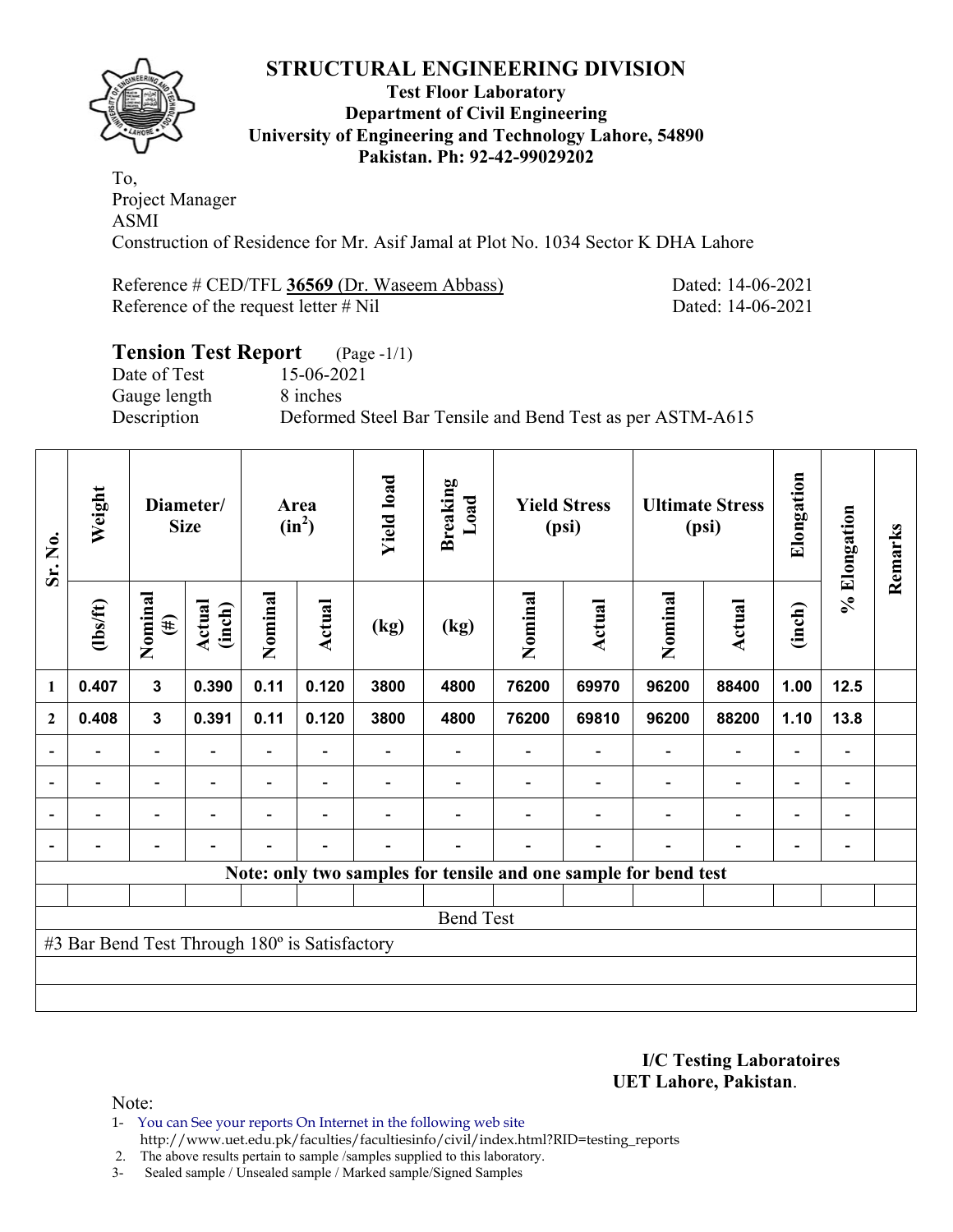# STRUCTURAL ENGINEERING DIVISION

**Test Floor Laboratory**
**Department of Civil Engineering**
**University of Engineering and Technology Lahore, 54890**
**Pakistan. Ph: 92-42-99029202**

To,
Project Manager
ASMI
Construction of Residence for Mr. Asif Jamal at Plot No. 1034 Sector K DHA Lahore

Reference # CED/TFL **36569** (Dr. Waseem Abbass) Dated: 14-06-2021
Reference of the request letter # Nil Dated: 14-06-2021

## Tension Test Report (Page -1/1)

Date of Test 15-06-2021
Gauge length 8 inches
Description Deformed Steel Bar Tensile and Bend Test as per ASTM-A615

| Sr. No. | Weight | Diameter/ Size | | Area ($in^2$) | | Yield load | Breaking Load | Yield Stress (psi) | | Ultimate Stress (psi) | | Elongation | % Elongation | Remarks |
|---|---|---|---|---|---|---|---|---|---|---|---|---|---|---|
| | (lbs/ft) | Nominal (#) | Actual (inch) | Nominal | Actual | (kg) | (kg) | Nominal | Actual | Nominal | Actual | (inch) | | |
| 1 | 0.407 | 3 | 0.390 | 0.11 | 0.120 | 3800 | 4800 | 76200 | 69970 | 96200 | 88400 | 1.00 | 12.5 | |
| 2 | 0.408 | 3 | 0.391 | 0.11 | 0.120 | 3800 | 4800 | 76200 | 69810 | 96200 | 88200 | 1.10 | 13.8 | |
| - | - | - | - | - | - | - | - | - | - | - | - | - | - | |
| - | - | - | - | - | - | - | - | - | - | - | - | - | - | |
| - | - | - | - | - | - | - | - | - | - | - | - | - | - | |
| - | - | - | - | - | - | - | - | - | - | - | - | - | - | |

**Note: only two samples for tensile and one sample for bend test**

Bend Test

#3 Bar Bend Test Through 180º is Satisfactory

**I/C Testing Laboratoires**
**UET Lahore, Pakistan**.

Note:

1- You can See your reports On Internet in the following web site
http://www.uet.edu.pk/faculties/facultiesinfo/civil/index.html?RID=testing_reports
2. The above results pertain to sample /samples supplied to this laboratory.
3- Sealed sample / Unsealed sample / Marked sample/Signed Samples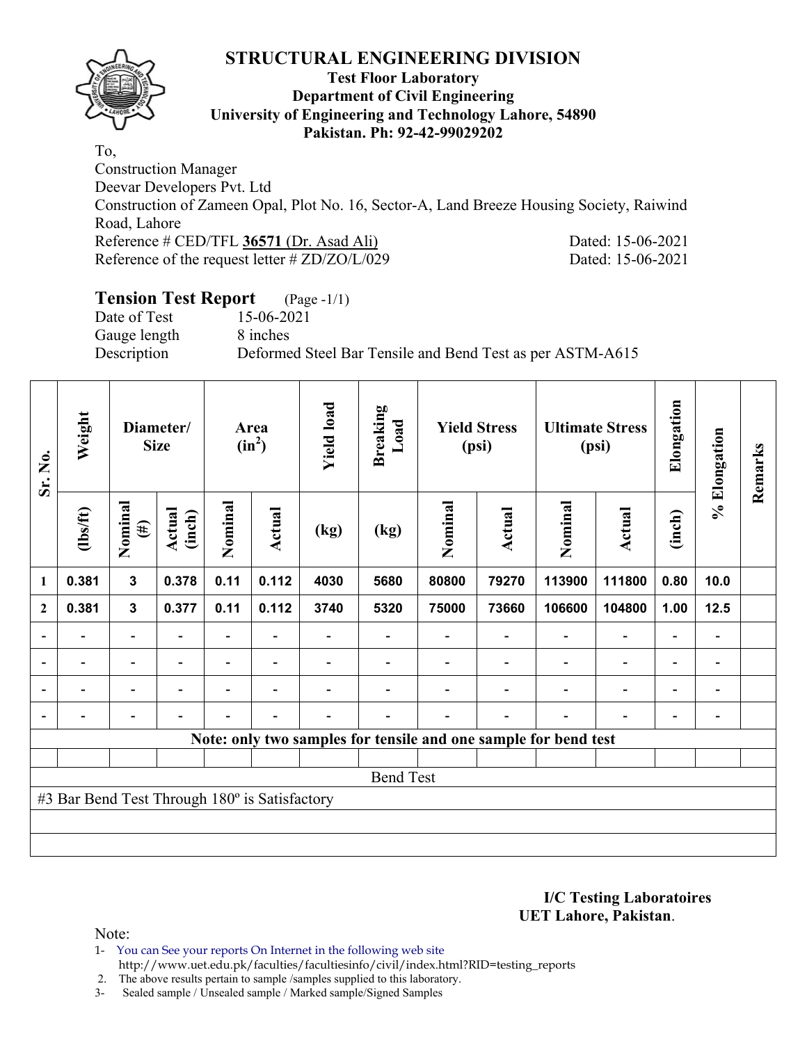# STRUCTURAL ENGINEERING DIVISION

**Test Floor Laboratory**
**Department of Civil Engineering**
**University of Engineering and Technology Lahore, 54890**
**Pakistan. Ph: 92-42-99029202**

To,
Construction Manager
Deevar Developers Pvt. Ltd
Construction of Zameen Opal, Plot No. 16, Sector-A, Land Breeze Housing Society, Raiwind Road, Lahore
Reference # CED/TFL **36571** (Dr. Asad Ali) Dated: 15-06-2021
Reference of the request letter # ZD/ZO/L/029 Dated: 15-06-2021

## Tension Test Report (Page -1/1)

Date of Test 15-06-2021
Gauge length 8 inches
Description Deformed Steel Bar Tensile and Bend Test as per ASTM-A615

| Sr. No. | Weight | Diameter/ Size | | Area ($in^2$) | | Yield load | Breaking Load | Yield Stress (psi) | | Ultimate Stress (psi) | | Elongation | % Elongation | Remarks |
|---|---|---|---|---|---|---|---|---|---|---|---|---|---|---|
| | (lbs/ft) | Nominal (#) | Actual (inch) | Nominal | Actual | (kg) | (kg) | Nominal | Actual | Nominal | Actual | (inch) | | |
| 1 | 0.381 | 3 | 0.378 | 0.11 | 0.112 | 4030 | 5680 | 80800 | 79270 | 113900 | 111800 | 0.80 | 10.0 | |
| 2 | 0.381 | 3 | 0.377 | 0.11 | 0.112 | 3740 | 5320 | 75000 | 73660 | 106600 | 104800 | 1.00 | 12.5 | |
| - | - | - | - | - | - | - | - | - | - | - | - | - | - | |
| - | - | - | - | - | - | - | - | - | - | - | - | - | - | |
| - | - | - | - | - | - | - | - | - | - | - | - | - | - | |
| - | - | - | - | - | - | - | - | - | - | - | - | - | - | |
| **Note: only two samples for tensile and one sample for bend test** | | | | | | | | | | | | | | |
| Bend Test | | | | | | | | | | | | | | |
| #3 Bar Bend Test Through 180º is Satisfactory | | | | | | | | | | | | | | |

**I/C Testing Laboratoires**
**UET Lahore, Pakistan.**

Note:
1- You can See your reports On Internet in the following web site http://www.uet.edu.pk/faculties/facultiesinfo/civil/index.html?RID=testing_reports
2. The above results pertain to sample /samples supplied to this laboratory.
3- Sealed sample / Unsealed sample / Marked sample/Signed Samples